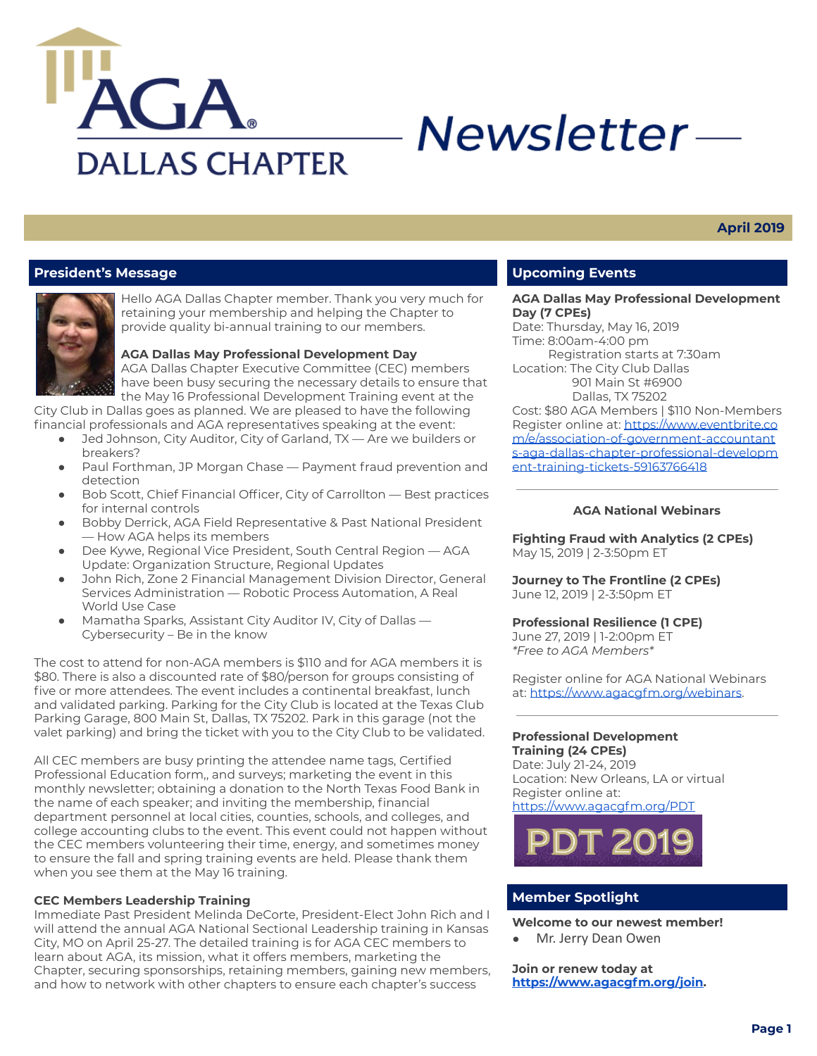# AGA DALLAS CHAPTER Newsletter

**April 2019**

## President's Message

Hello AGA Dallas Chapter member. Thank you very much for retaining your membership and helping the Chapter to provide quality bi-annual training to our members.

**AGA Dallas May Professional Development Day**

AGA Dallas Chapter Executive Committee (CEC) members have been busy securing the necessary details to ensure that the May 16 Professional Development Training event at the City Club in Dallas goes as planned. We are pleased to have the following financial professionals and AGA representatives speaking at the event:

- Jed Johnson, City Auditor, City of Garland, TX — Are we builders or breakers?
- Paul Forthman, JP Morgan Chase — Payment fraud prevention and detection
- Bob Scott, Chief Financial Officer, City of Carrollton — Best practices for internal controls
- Bobby Derrick, AGA Field Representative & Past National President — How AGA helps its members
- Dee Kywe, Regional Vice President, South Central Region — AGA Update: Organization Structure, Regional Updates
- John Rich, Zone 2 Financial Management Division Director, General Services Administration — Robotic Process Automation, A Real World Use Case
- Mamatha Sparks, Assistant City Auditor IV, City of Dallas — Cybersecurity – Be in the know

The cost to attend for non-AGA members is $110 and for AGA members it is $80. There is also a discounted rate of $80/person for groups consisting of five or more attendees. The event includes a continental breakfast, lunch and validated parking. Parking for the City Club is located at the Texas Club Parking Garage, 800 Main St, Dallas, TX 75202. Park in this garage (not the valet parking) and bring the ticket with you to the City Club to be validated.

All CEC members are busy printing the attendee name tags, Certified Professional Education form,, and surveys; marketing the event in this monthly newsletter; obtaining a donation to the North Texas Food Bank in the name of each speaker; and inviting the membership, financial department personnel at local cities, counties, schools, and colleges, and college accounting clubs to the event. This event could not happen without the CEC members volunteering their time, energy, and sometimes money to ensure the fall and spring training events are held. Please thank them when you see them at the May 16 training.

**CEC Members Leadership Training**

Immediate Past President Melinda DeCorte, President-Elect John Rich and I will attend the annual AGA National Sectional Leadership training in Kansas City, MO on April 25-27. The detailed training is for AGA CEC members to learn about AGA, its mission, what it offers members, marketing the Chapter, securing sponsorships, retaining members, gaining new members, and how to network with other chapters to ensure each chapter's success

## Upcoming Events

**AGA Dallas May Professional Development Day (7 CPEs)**

Date: Thursday, May 16, 2019
Time: 8:00am-4:00 pm
Registration starts at 7:30am
Location: The City Club Dallas
901 Main St #6900
Dallas, TX 75202
Cost: $80 AGA Members | $110 Non-Members
Register online at: https://www.eventbrite.com/e/association-of-government-accountants-aga-dallas-chapter-professional-development-training-tickets-59163766418

---

**AGA National Webinars**

**Fighting Fraud with Analytics (2 CPEs)**
May 15, 2019 | 2-3:50pm ET

**Journey to The Frontline (2 CPEs)**
June 12, 2019 | 2-3:50pm ET

**Professional Resilience (1 CPE)**
June 27, 2019 | 1-2:00pm ET
*Free to AGA Members*

Register online for AGA National Webinars at: https://www.agacgfm.org/webinars.

---

**Professional Development Training (24 CPEs)**

Date: July 21-24, 2019
Location: New Orleans, LA or virtual
Register online at: https://www.agacgfm.org/PDT

PDT 2019

## Member Spotlight

**Welcome to our newest member!**

- Mr. Jerry Dean Owen

**Join or renew today at https://www.agacgfm.org/join.**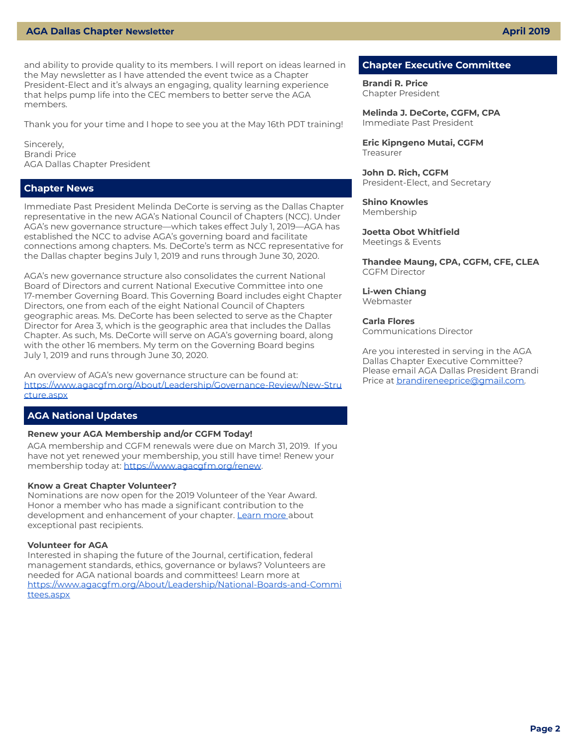and ability to provide quality to its members. I will report on ideas learned in the May newsletter as I have attended the event twice as a Chapter President-Elect and it's always an engaging, quality learning experience that helps pump life into the CEC members to better serve the AGA members.

Thank you for your time and I hope to see you at the May 16th PDT training!

Sincerely,
Brandi Price
AGA Dallas Chapter President

## Chapter News

Immediate Past President Melinda DeCorte is serving as the Dallas Chapter representative in the new AGA's National Council of Chapters (NCC). Under AGA's new governance structure—which takes effect July 1, 2019—AGA has established the NCC to advise AGA's governing board and facilitate connections among chapters. Ms. DeCorte's term as NCC representative for the Dallas chapter begins July 1, 2019 and runs through June 30, 2020.

AGA's new governance structure also consolidates the current National Board of Directors and current National Executive Committee into one 17-member Governing Board. This Governing Board includes eight Chapter Directors, one from each of the eight National Council of Chapters geographic areas. Ms. DeCorte has been selected to serve as the Chapter Director for Area 3, which is the geographic area that includes the Dallas Chapter. As such, Ms. DeCorte will serve on AGA's governing board, along with the other 16 members. My term on the Governing Board begins July 1, 2019 and runs through June 30, 2020.

An overview of AGA's new governance structure can be found at: https://www.agacgfm.org/About/Leadership/Governance-Review/New-Structure.aspx

## AGA National Updates

**Renew your AGA Membership and/or CGFM Today!**

AGA membership and CGFM renewals were due on March 31, 2019. If you have not yet renewed your membership, you still have time! Renew your membership today at: https://www.agacgfm.org/renew.

**Know a Great Chapter Volunteer?**

Nominations are now open for the 2019 Volunteer of the Year Award. Honor a member who has made a significant contribution to the development and enhancement of your chapter. Learn more about exceptional past recipients.

**Volunteer for AGA**

Interested in shaping the future of the Journal, certification, federal management standards, ethics, governance or bylaws? Volunteers are needed for AGA national boards and committees! Learn more at https://www.agacgfm.org/About/Leadership/National-Boards-and-Committees.aspx

## Chapter Executive Committee

**Brandi R. Price**
Chapter President

**Melinda J. DeCorte, CGFM, CPA**
Immediate Past President

**Eric Kipngeno Mutai, CGFM**
Treasurer

**John D. Rich, CGFM**
President-Elect, and Secretary

**Shino Knowles**
Membership

**Joetta Obot Whitfield**
Meetings & Events

**Thandee Maung, CPA, CGFM, CFE, CLEA**
CGFM Director

**Li-wen Chiang**
Webmaster

**Carla Flores**
Communications Director

Are you interested in serving in the AGA Dallas Chapter Executive Committee? Please email AGA Dallas President Brandi Price at brandireneeprice@gmail.com.